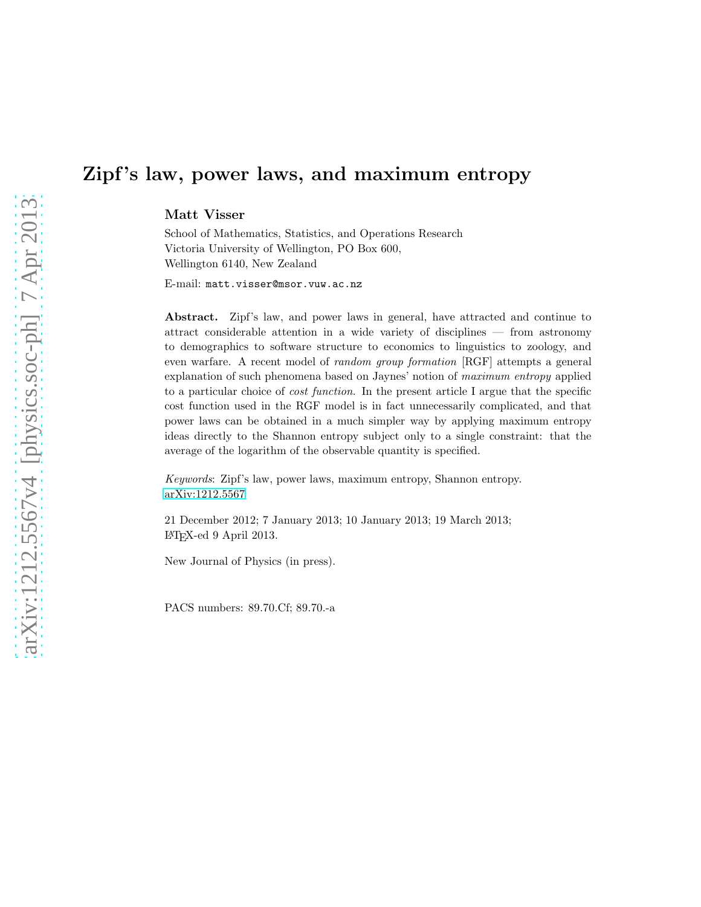# Zipf's law, power laws, and maximum entropy

**Matt Visser**

School of Mathematics, Statistics, and Operations Research
Victoria University of Wellington, PO Box 600,
Wellington 6140, New Zealand

E-mail: `matt.visser@msor.vuw.ac.nz`

**Abstract.** Zipf's law, and power laws in general, have attracted and continue to attract considerable attention in a wide variety of disciplines — from astronomy to demographics to software structure to economics to linguistics to zoology, and even warfare. A recent model of *random group formation* [RGF] attempts a general explanation of such phenomena based on Jaynes' notion of *maximum entropy* applied to a particular choice of *cost function*. In the present article I argue that the specific cost function used in the RGF model is in fact unnecessarily complicated, and that power laws can be obtained in a much simpler way by applying maximum entropy ideas directly to the Shannon entropy subject only to a single constraint: that the average of the logarithm of the observable quantity is specified.

*Keywords*: Zipf's law, power laws, maximum entropy, Shannon entropy.
arXiv:1212.5567

21 December 2012; 7 January 2013; 10 January 2013; 19 March 2013;
LaTeX-ed 9 April 2013.

New Journal of Physics (in press).

PACS numbers: 89.70.Cf; 89.70.-a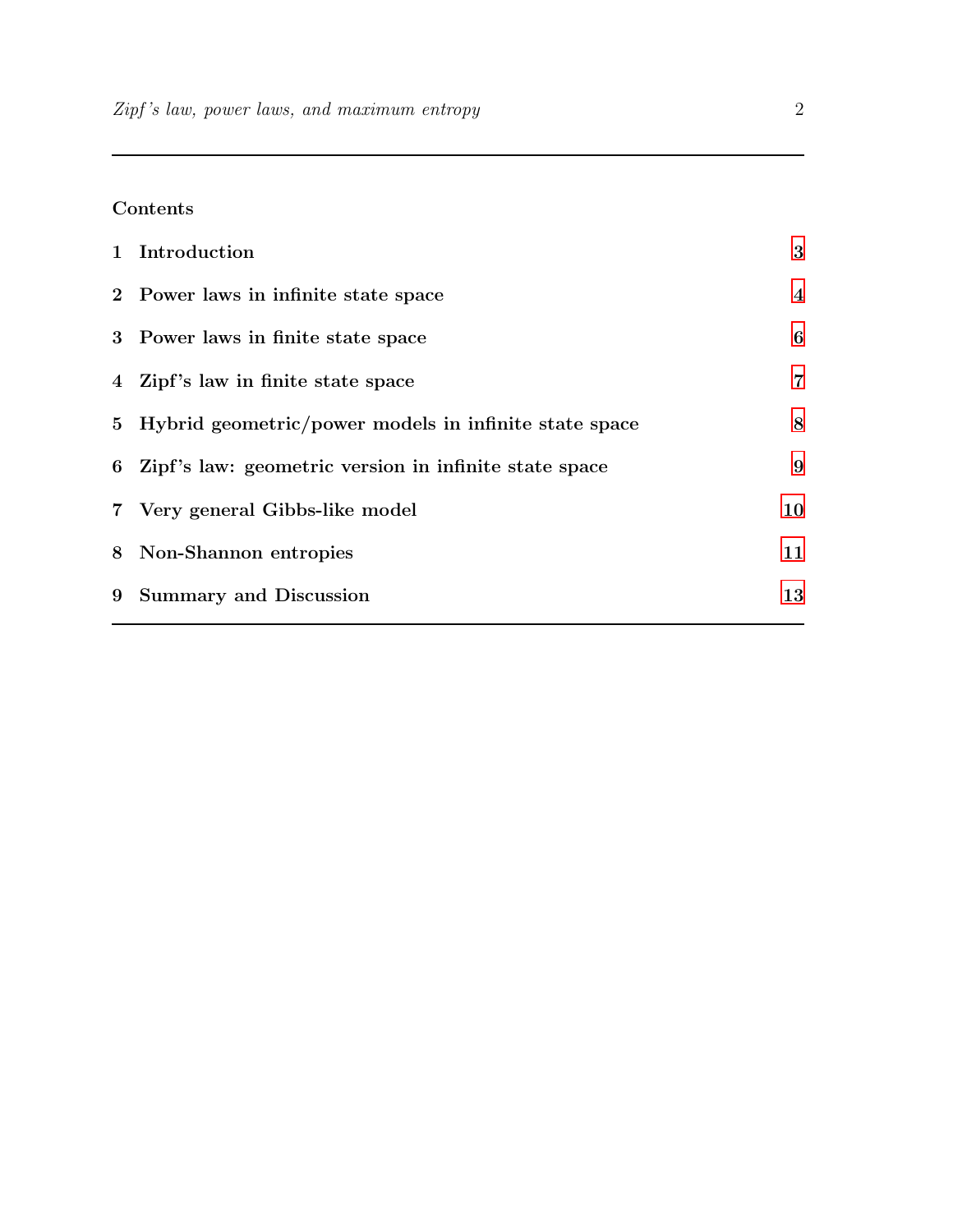## Contents

1 Introduction 3

2 Power laws in infinite state space 4

3 Power laws in finite state space 6

4 Zipf's law in finite state space 7

5 Hybrid geometric/power models in infinite state space 8

6 Zipf's law: geometric version in infinite state space 9

7 Very general Gibbs-like model 10

8 Non-Shannon entropies 11

9 Summary and Discussion 13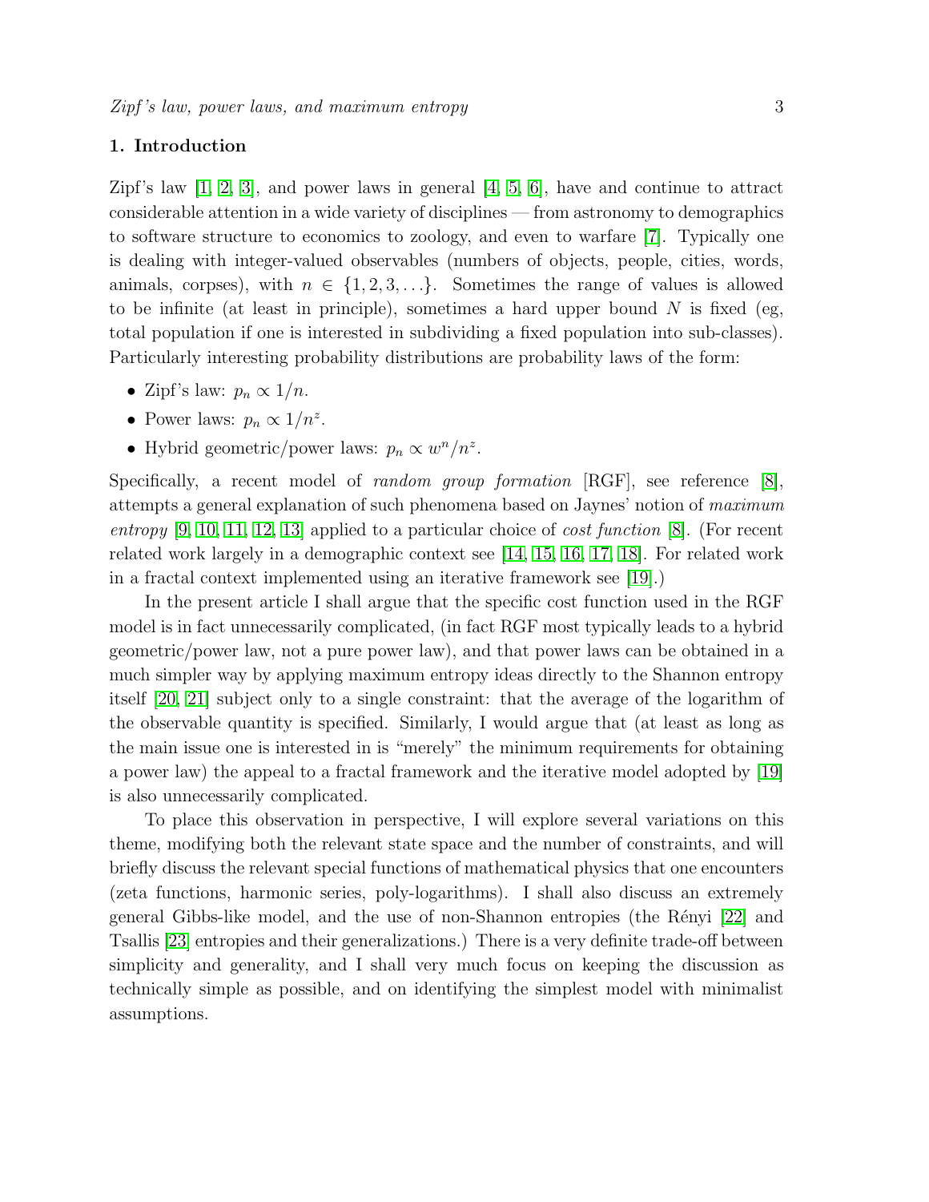## 1. Introduction

Zipf's law [1, 2, 3], and power laws in general [4, 5, 6], have and continue to attract considerable attention in a wide variety of disciplines — from astronomy to demographics to software structure to economics to zoology, and even to warfare [7]. Typically one is dealing with integer-valued observables (numbers of objects, people, cities, words, animals, corpses), with $n \in \{1, 2, 3, \ldots\}$. Sometimes the range of values is allowed to be infinite (at least in principle), sometimes a hard upper bound $N$ is fixed (eg, total population if one is interested in subdividing a fixed population into sub-classes). Particularly interesting probability distributions are probability laws of the form:

- Zipf's law: $p_n \propto 1/n$.
- Power laws: $p_n \propto 1/n^z$.
- Hybrid geometric/power laws: $p_n \propto w^n/n^z$.

Specifically, a recent model of *random group formation* [RGF], see reference [8], attempts a general explanation of such phenomena based on Jaynes' notion of *maximum entropy* [9, 10, 11, 12, 13] applied to a particular choice of *cost function* [8]. (For recent related work largely in a demographic context see [14, 15, 16, 17, 18]. For related work in a fractal context implemented using an iterative framework see [19].)

In the present article I shall argue that the specific cost function used in the RGF model is in fact unnecessarily complicated, (in fact RGF most typically leads to a hybrid geometric/power law, not a pure power law), and that power laws can be obtained in a much simpler way by applying maximum entropy ideas directly to the Shannon entropy itself [20, 21] subject only to a single constraint: that the average of the logarithm of the observable quantity is specified. Similarly, I would argue that (at least as long as the main issue one is interested in is "merely" the minimum requirements for obtaining a power law) the appeal to a fractal framework and the iterative model adopted by [19] is also unnecessarily complicated.

To place this observation in perspective, I will explore several variations on this theme, modifying both the relevant state space and the number of constraints, and will briefly discuss the relevant special functions of mathematical physics that one encounters (zeta functions, harmonic series, poly-logarithms). I shall also discuss an extremely general Gibbs-like model, and the use of non-Shannon entropies (the Rényi [22] and Tsallis [23] entropies and their generalizations.) There is a very definite trade-off between simplicity and generality, and I shall very much focus on keeping the discussion as technically simple as possible, and on identifying the simplest model with minimalist assumptions.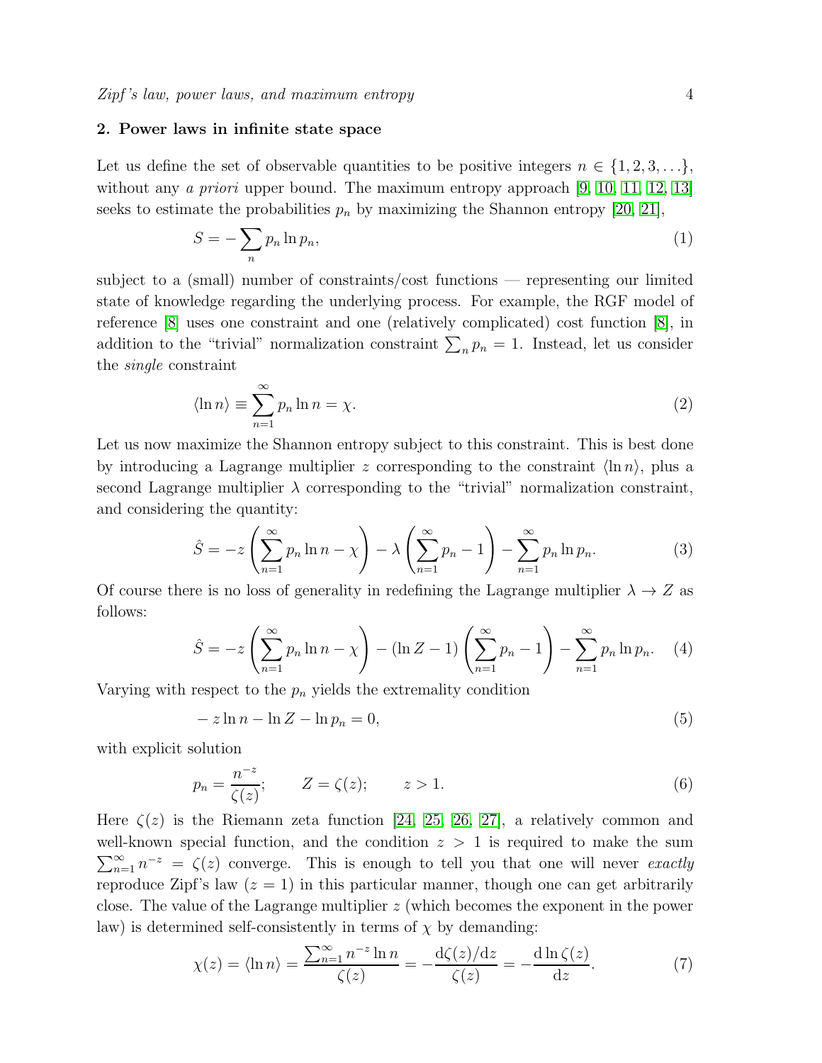## 2. Power laws in infinite state space

Let us define the set of observable quantities to be positive integers $n \in \{1, 2, 3, \ldots\}$, without any *a priori* upper bound. The maximum entropy approach [9, 10, 11, 12, 13] seeks to estimate the probabilities $p_n$ by maximizing the Shannon entropy [20, 21],

$$S = -\sum_n p_n \ln p_n, \tag{1}$$

subject to a (small) number of constraints/cost functions — representing our limited state of knowledge regarding the underlying process. For example, the RGF model of reference [8] uses one constraint and one (relatively complicated) cost function [8], in addition to the "trivial" normalization constraint $\sum_n p_n = 1$. Instead, let us consider the *single* constraint

$$\langle \ln n \rangle \equiv \sum_{n=1}^{\infty} p_n \ln n = \chi. \tag{2}$$

Let us now maximize the Shannon entropy subject to this constraint. This is best done by introducing a Lagrange multiplier $z$ corresponding to the constraint $\langle \ln n \rangle$, plus a second Lagrange multiplier $\lambda$ corresponding to the "trivial" normalization constraint, and considering the quantity:

$$\hat{S} = -z\left(\sum_{n=1}^{\infty} p_n \ln n - \chi\right) - \lambda\left(\sum_{n=1}^{\infty} p_n - 1\right) - \sum_{n=1}^{\infty} p_n \ln p_n. \tag{3}$$

Of course there is no loss of generality in redefining the Lagrange multiplier $\lambda \to Z$ as follows:

$$\hat{S} = -z\left(\sum_{n=1}^{\infty} p_n \ln n - \chi\right) - (\ln Z - 1)\left(\sum_{n=1}^{\infty} p_n - 1\right) - \sum_{n=1}^{\infty} p_n \ln p_n. \tag{4}$$

Varying with respect to the $p_n$ yields the extremality condition

$$-z \ln n - \ln Z - \ln p_n = 0, \tag{5}$$

with explicit solution

$$p_n = \frac{n^{-z}}{\zeta(z)}; \qquad Z = \zeta(z); \qquad z > 1. \tag{6}$$

Here $\zeta(z)$ is the Riemann zeta function [24, 25, 26, 27], a relatively common and well-known special function, and the condition $z > 1$ is required to make the sum $\sum_{n=1}^{\infty} n^{-z} = \zeta(z)$ converge. This is enough to tell you that one will never *exactly* reproduce Zipf's law ($z = 1$) in this particular manner, though one can get arbitrarily close. The value of the Lagrange multiplier $z$ (which becomes the exponent in the power law) is determined self-consistently in terms of $\chi$ by demanding:

$$\chi(z) = \langle \ln n \rangle = \frac{\sum_{n=1}^{\infty} n^{-z} \ln n}{\zeta(z)} = -\frac{\mathrm{d}\zeta(z)/\mathrm{d}z}{\zeta(z)} = -\frac{\mathrm{d} \ln \zeta(z)}{\mathrm{d}z}. \tag{7}$$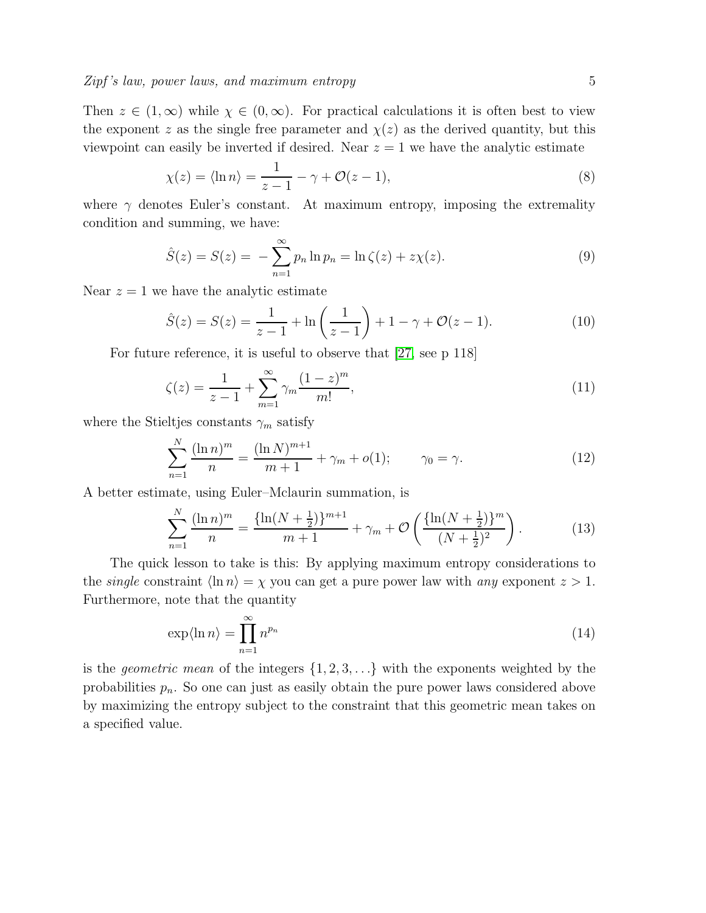Then $z \in (1, \infty)$ while $\chi \in (0, \infty)$. For practical calculations it is often best to view the exponent $z$ as the single free parameter and $\chi(z)$ as the derived quantity, but this viewpoint can easily be inverted if desired. Near $z = 1$ we have the analytic estimate

$$\chi(z) = \langle \ln n \rangle = \frac{1}{z-1} - \gamma + \mathcal{O}(z-1), \tag{8}$$

where $\gamma$ denotes Euler's constant. At maximum entropy, imposing the extremality condition and summing, we have:

$$\hat{S}(z) = S(z) = -\sum_{n=1}^{\infty} p_n \ln p_n = \ln \zeta(z) + z\chi(z). \tag{9}$$

Near $z = 1$ we have the analytic estimate

$$\hat{S}(z) = S(z) = \frac{1}{z-1} + \ln\left(\frac{1}{z-1}\right) + 1 - \gamma + \mathcal{O}(z-1). \tag{10}$$

For future reference, it is useful to observe that [27, see p 118]

$$\zeta(z) = \frac{1}{z-1} + \sum_{m=1}^{\infty} \gamma_m \frac{(1-z)^m}{m!}, \tag{11}$$

where the Stieltjes constants $\gamma_m$ satisfy

$$\sum_{n=1}^{N} \frac{(\ln n)^m}{n} = \frac{(\ln N)^{m+1}}{m+1} + \gamma_m + o(1); \qquad \gamma_0 = \gamma. \tag{12}$$

A better estimate, using Euler–Mclaurin summation, is

$$\sum_{n=1}^{N} \frac{(\ln n)^m}{n} = \frac{\{\ln(N+\frac{1}{2})\}^{m+1}}{m+1} + \gamma_m + \mathcal{O}\left(\frac{\{\ln(N+\frac{1}{2})\}^m}{(N+\frac{1}{2})^2}\right). \tag{13}$$

The quick lesson to take is this: By applying maximum entropy considerations to the *single* constraint $\langle \ln n \rangle = \chi$ you can get a pure power law with *any* exponent $z > 1$. Furthermore, note that the quantity

$$\exp\langle \ln n \rangle = \prod_{n=1}^{\infty} n^{p_n} \tag{14}$$

is the *geometric mean* of the integers $\{1, 2, 3, \ldots\}$ with the exponents weighted by the probabilities $p_n$. So one can just as easily obtain the pure power laws considered above by maximizing the entropy subject to the constraint that this geometric mean takes on a specified value.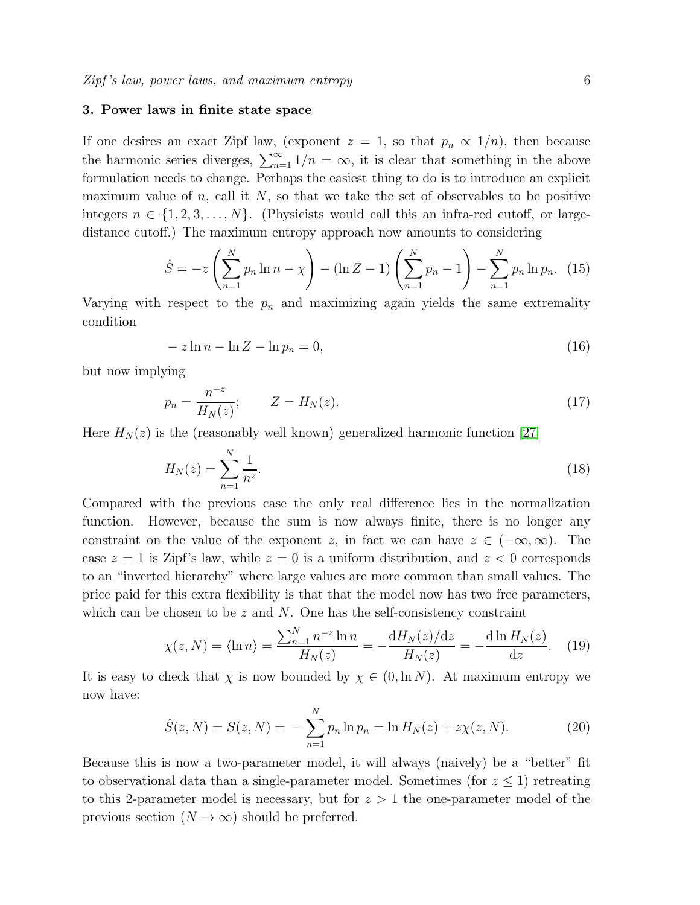### 3. Power laws in finite state space

If one desires an exact Zipf law, (exponent $z = 1$, so that $p_n \propto 1/n$), then because the harmonic series diverges, $\sum_{n=1}^{\infty} 1/n = \infty$, it is clear that something in the above formulation needs to change. Perhaps the easiest thing to do is to introduce an explicit maximum value of $n$, call it $N$, so that we take the set of observables to be positive integers $n \in \{1, 2, 3, \dots, N\}$. (Physicists would call this an infra-red cutoff, or large-distance cutoff.) The maximum entropy approach now amounts to considering

$$\hat{S} = -z\left(\sum_{n=1}^{N} p_n \ln n - \chi\right) - (\ln Z - 1)\left(\sum_{n=1}^{N} p_n - 1\right) - \sum_{n=1}^{N} p_n \ln p_n. \quad (15)$$

Varying with respect to the $p_n$ and maximizing again yields the same extremality condition

$$-z \ln n - \ln Z - \ln p_n = 0, \quad (16)$$

but now implying

$$p_n = \frac{n^{-z}}{H_N(z)}; \qquad Z = H_N(z). \quad (17)$$

Here $H_N(z)$ is the (reasonably well known) generalized harmonic function [27]

$$H_N(z) = \sum_{n=1}^{N} \frac{1}{n^z}. \quad (18)$$

Compared with the previous case the only real difference lies in the normalization function. However, because the sum is now always finite, there is no longer any constraint on the value of the exponent $z$, in fact we can have $z \in (-\infty, \infty)$. The case $z = 1$ is Zipf's law, while $z = 0$ is a uniform distribution, and $z < 0$ corresponds to an "inverted hierarchy" where large values are more common than small values. The price paid for this extra flexibility is that that the model now has two free parameters, which can be chosen to be $z$ and $N$. One has the self-consistency constraint

$$\chi(z, N) = \langle \ln n \rangle = \frac{\sum_{n=1}^{N} n^{-z} \ln n}{H_N(z)} = -\frac{\mathrm{d}H_N(z)/\mathrm{d}z}{H_N(z)} = -\frac{\mathrm{d} \ln H_N(z)}{\mathrm{d}z}. \quad (19)$$

It is easy to check that $\chi$ is now bounded by $\chi \in (0, \ln N)$. At maximum entropy we now have:

$$\hat{S}(z, N) = S(z, N) = -\sum_{n=1}^{N} p_n \ln p_n = \ln H_N(z) + z\chi(z, N). \quad (20)$$

Because this is now a two-parameter model, it will always (naively) be a "better" fit to observational data than a single-parameter model. Sometimes (for $z \leq 1$) retreating to this 2-parameter model is necessary, but for $z > 1$ the one-parameter model of the previous section ($N \to \infty$) should be preferred.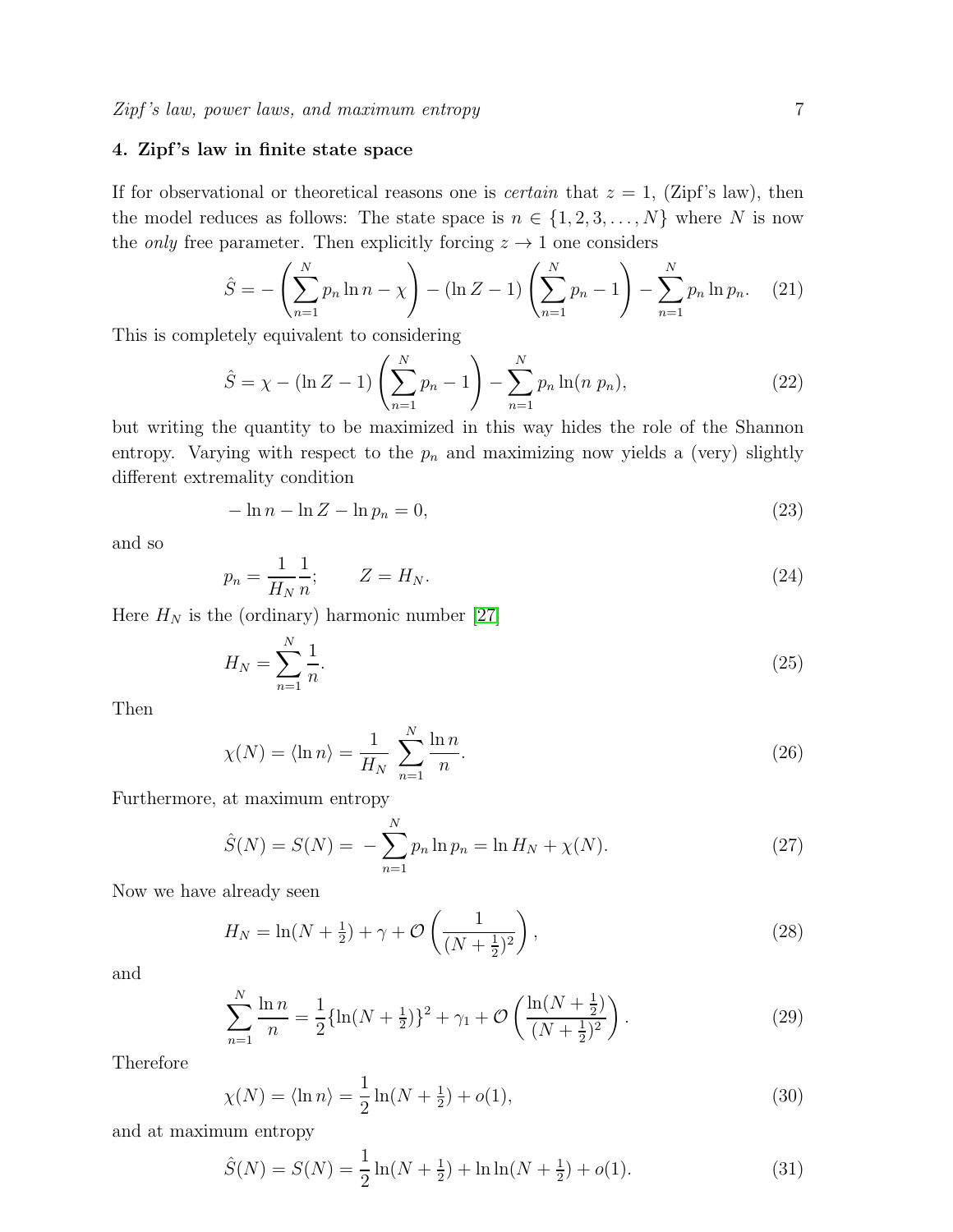## 4. Zipf's law in finite state space

If for observational or theoretical reasons one is *certain* that $z = 1$, (Zipf's law), then the model reduces as follows: The state space is $n \in \{1, 2, 3, \ldots, N\}$ where $N$ is now the *only* free parameter. Then explicitly forcing $z \to 1$ one considers

$$\hat{S} = -\left(\sum_{n=1}^{N} p_n \ln n - \chi\right) - (\ln Z - 1)\left(\sum_{n=1}^{N} p_n - 1\right) - \sum_{n=1}^{N} p_n \ln p_n. \quad (21)$$

This is completely equivalent to considering

$$\hat{S} = \chi - (\ln Z - 1)\left(\sum_{n=1}^{N} p_n - 1\right) - \sum_{n=1}^{N} p_n \ln(n\ p_n), \quad (22)$$

but writing the quantity to be maximized in this way hides the role of the Shannon entropy. Varying with respect to the $p_n$ and maximizing now yields a (very) slightly different extremality condition

$$-\ln n - \ln Z - \ln p_n = 0, \quad (23)$$

and so

$$p_n = \frac{1}{H_N}\frac{1}{n}; \qquad Z = H_N. \quad (24)$$

Here $H_N$ is the (ordinary) harmonic number [27]

$$H_N = \sum_{n=1}^{N} \frac{1}{n}. \quad (25)$$

Then

$$\chi(N) = \langle \ln n \rangle = \frac{1}{H_N}\ \sum_{n=1}^{N} \frac{\ln n}{n}. \quad (26)$$

Furthermore, at maximum entropy

$$\hat{S}(N) = S(N) =\ -\sum_{n=1}^{N} p_n \ln p_n = \ln H_N + \chi(N). \quad (27)$$

Now we have already seen

$$H_N = \ln(N + \tfrac{1}{2}) + \gamma + \mathcal{O}\left(\frac{1}{(N+\frac{1}{2})^2}\right), \quad (28)$$

and

$$\sum_{n=1}^{N} \frac{\ln n}{n} = \frac{1}{2}\{\ln(N + \tfrac{1}{2})\}^2 + \gamma_1 + \mathcal{O}\left(\frac{\ln(N+\frac{1}{2})}{(N+\frac{1}{2})^2}\right). \quad (29)$$

Therefore

$$\chi(N) = \langle \ln n \rangle = \frac{1}{2}\ln(N + \tfrac{1}{2}) + o(1), \quad (30)$$

and at maximum entropy

$$\hat{S}(N) = S(N) = \frac{1}{2}\ln(N + \tfrac{1}{2}) + \ln\ln(N + \tfrac{1}{2}) + o(1). \quad (31)$$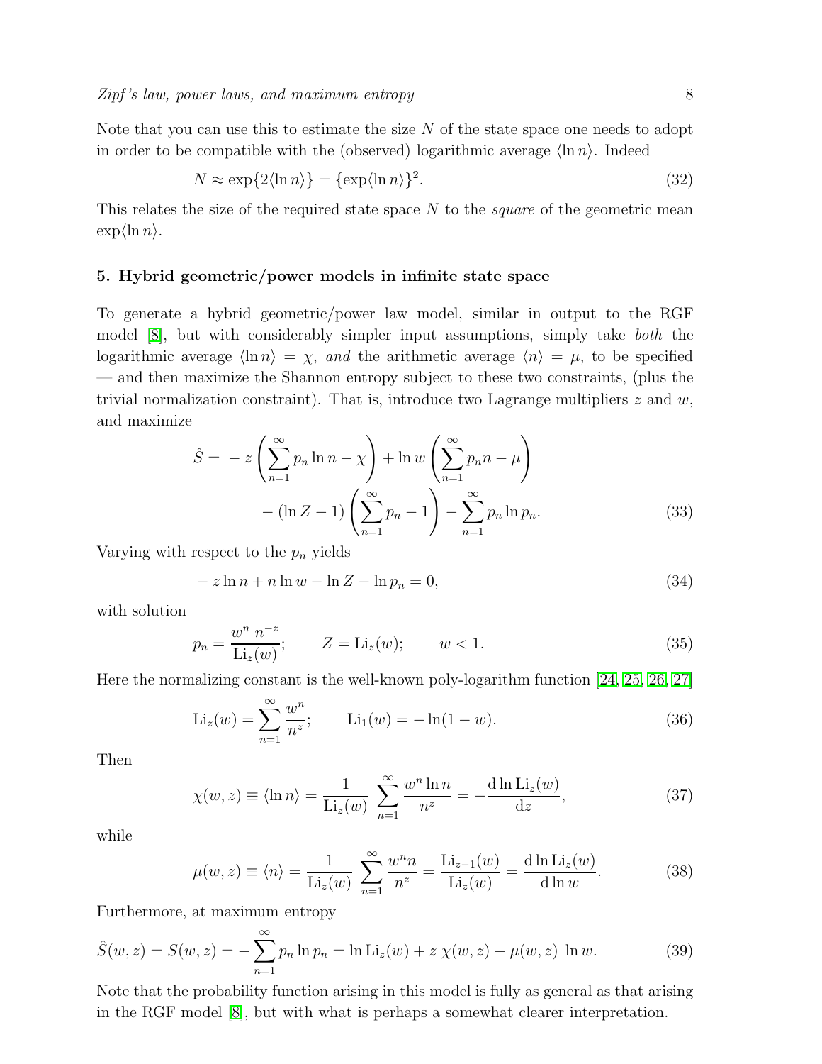Note that you can use this to estimate the size $N$ of the state space one needs to adopt in order to be compatible with the (observed) logarithmic average $\langle \ln n \rangle$. Indeed

$$N \approx \exp\{2\langle \ln n \rangle\} = \{\exp\langle \ln n \rangle\}^2. \tag{32}$$

This relates the size of the required state space $N$ to the *square* of the geometric mean $\exp\langle \ln n \rangle$.

## 5. Hybrid geometric/power models in infinite state space

To generate a hybrid geometric/power law model, similar in output to the RGF model [8], but with considerably simpler input assumptions, simply take *both* the logarithmic average $\langle \ln n \rangle = \chi$, *and* the arithmetic average $\langle n \rangle = \mu$, to be specified — and then maximize the Shannon entropy subject to these two constraints, (plus the trivial normalization constraint). That is, introduce two Lagrange multipliers $z$ and $w$, and maximize

$$\begin{aligned} \hat{S} = & -z \left( \sum_{n=1}^{\infty} p_n \ln n - \chi \right) + \ln w \left( \sum_{n=1}^{\infty} p_n n - \mu \right) \\ & - (\ln Z - 1) \left( \sum_{n=1}^{\infty} p_n - 1 \right) - \sum_{n=1}^{\infty} p_n \ln p_n. \end{aligned} \tag{33}$$

Varying with respect to the $p_n$ yields

$$-z \ln n + n \ln w - \ln Z - \ln p_n = 0, \tag{34}$$

with solution

$$p_n = \frac{w^n \, n^{-z}}{\mathrm{Li}_z(w)}; \qquad Z = \mathrm{Li}_z(w); \qquad w < 1. \tag{35}$$

Here the normalizing constant is the well-known poly-logarithm function [24, 25, 26, 27]

$$\mathrm{Li}_z(w) = \sum_{n=1}^{\infty} \frac{w^n}{n^z}; \qquad \mathrm{Li}_1(w) = -\ln(1-w). \tag{36}$$

Then

$$\chi(w,z) \equiv \langle \ln n \rangle = \frac{1}{\mathrm{Li}_z(w)} \sum_{n=1}^{\infty} \frac{w^n \ln n}{n^z} = -\frac{\mathrm{d} \ln \mathrm{Li}_z(w)}{\mathrm{d}z}, \tag{37}$$

while

$$\mu(w,z) \equiv \langle n \rangle = \frac{1}{\mathrm{Li}_z(w)} \sum_{n=1}^{\infty} \frac{w^n n}{n^z} = \frac{\mathrm{Li}_{z-1}(w)}{\mathrm{Li}_z(w)} = \frac{\mathrm{d} \ln \mathrm{Li}_z(w)}{\mathrm{d} \ln w}. \tag{38}$$

Furthermore, at maximum entropy

$$\hat{S}(w,z) = S(w,z) = -\sum_{n=1}^{\infty} p_n \ln p_n = \ln \mathrm{Li}_z(w) + z\, \chi(w,z) - \mu(w,z)\, \ln w. \tag{39}$$

Note that the probability function arising in this model is fully as general as that arising in the RGF model [8], but with what is perhaps a somewhat clearer interpretation.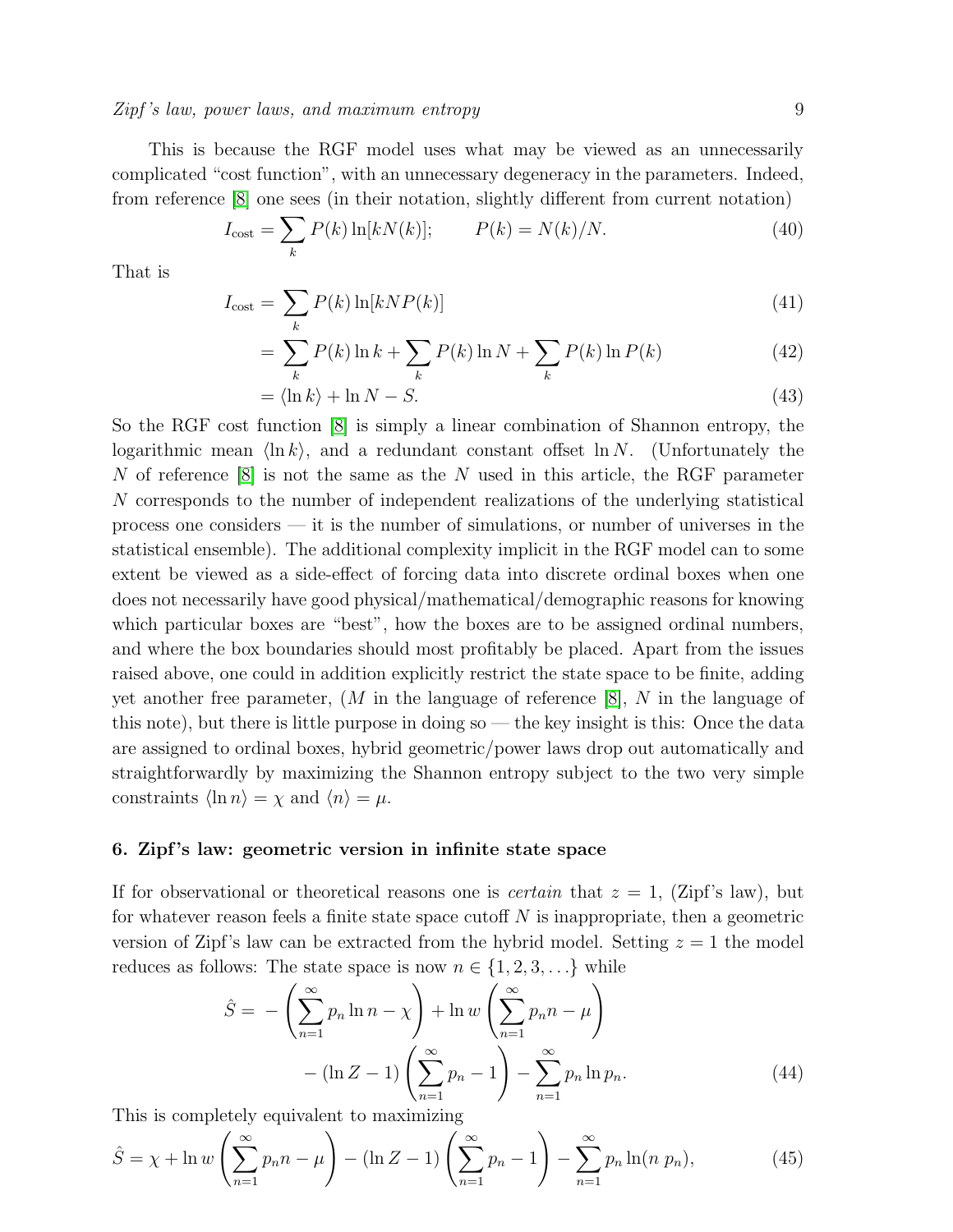This is because the RGF model uses what may be viewed as an unnecessarily complicated "cost function", with an unnecessary degeneracy in the parameters. Indeed, from reference [8] one sees (in their notation, slightly different from current notation)

$$I_{\rm cost} = \sum_k P(k) \ln[kN(k)]; \qquad P(k) = N(k)/N. \tag{40}$$

That is

$$
\begin{aligned}
I_{\rm cost} &= \sum_k P(k) \ln[kNP(k)] && (41)\\
&= \sum_k P(k) \ln k + \sum_k P(k) \ln N + \sum_k P(k) \ln P(k) && (42)\\
&= \langle \ln k \rangle + \ln N - S. && (43)
\end{aligned}
$$

So the RGF cost function [8] is simply a linear combination of Shannon entropy, the logarithmic mean $\langle \ln k \rangle$, and a redundant constant offset $\ln N$. (Unfortunately the $N$ of reference [8] is not the same as the $N$ used in this article, the RGF parameter $N$ corresponds to the number of independent realizations of the underlying statistical process one considers — it is the number of simulations, or number of universes in the statistical ensemble). The additional complexity implicit in the RGF model can to some extent be viewed as a side-effect of forcing data into discrete ordinal boxes when one does not necessarily have good physical/mathematical/demographic reasons for knowing which particular boxes are "best", how the boxes are to be assigned ordinal numbers, and where the box boundaries should most profitably be placed. Apart from the issues raised above, one could in addition explicitly restrict the state space to be finite, adding yet another free parameter, ($M$ in the language of reference [8], $N$ in the language of this note), but there is little purpose in doing so — the key insight is this: Once the data are assigned to ordinal boxes, hybrid geometric/power laws drop out automatically and straightforwardly by maximizing the Shannon entropy subject to the two very simple constraints $\langle \ln n \rangle = \chi$ and $\langle n \rangle = \mu$.

## 6. Zipf's law: geometric version in infinite state space

If for observational or theoretical reasons one is *certain* that $z = 1$, (Zipf's law), but for whatever reason feels a finite state space cutoff $N$ is inappropriate, then a geometric version of Zipf's law can be extracted from the hybrid model. Setting $z = 1$ the model reduces as follows: The state space is now $n \in \{1, 2, 3, \dots\}$ while

$$
\begin{aligned}
\hat{S} = &- \left( \sum_{n=1}^{\infty} p_n \ln n - \chi \right) + \ln w \left( \sum_{n=1}^{\infty} p_n n - \mu \right) \\
&- (\ln Z - 1) \left( \sum_{n=1}^{\infty} p_n - 1 \right) - \sum_{n=1}^{\infty} p_n \ln p_n. 
\end{aligned}
\tag{44}
$$

This is completely equivalent to maximizing

$$\hat{S} = \chi + \ln w \left( \sum_{n=1}^{\infty} p_n n - \mu \right) - (\ln Z - 1) \left( \sum_{n=1}^{\infty} p_n - 1 \right) - \sum_{n=1}^{\infty} p_n \ln(n\, p_n), \tag{45}$$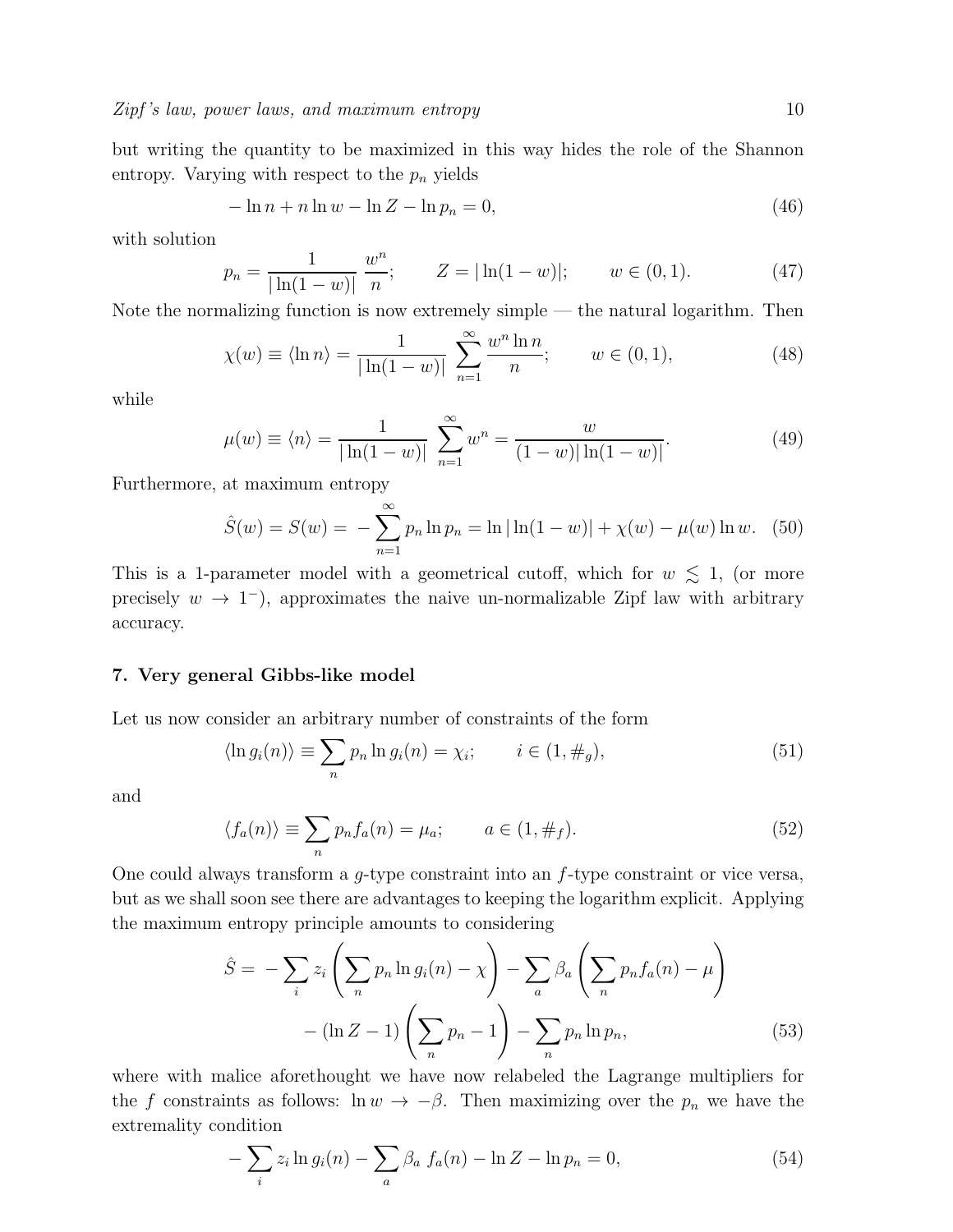but writing the quantity to be maximized in this way hides the role of the Shannon entropy. Varying with respect to the $p_n$ yields

$$-\ln n + n \ln w - \ln Z - \ln p_n = 0, \tag{46}$$

with solution

$$p_n = \frac{1}{|\ln(1-w)|} \, \frac{w^n}{n}; \qquad Z = |\ln(1-w)|; \qquad w \in (0,1). \tag{47}$$

Note the normalizing function is now extremely simple — the natural logarithm. Then

$$\chi(w) \equiv \langle \ln n \rangle = \frac{1}{|\ln(1-w)|} \sum_{n=1}^{\infty} \frac{w^n \ln n}{n}; \qquad w \in (0,1), \tag{48}$$

while

$$\mu(w) \equiv \langle n \rangle = \frac{1}{|\ln(1-w)|} \sum_{n=1}^{\infty} w^n = \frac{w}{(1-w)|\ln(1-w)|}. \tag{49}$$

Furthermore, at maximum entropy

$$\hat{S}(w) = S(w) = -\sum_{n=1}^{\infty} p_n \ln p_n = \ln|\ln(1-w)| + \chi(w) - \mu(w) \ln w. \tag{50}$$

This is a 1-parameter model with a geometrical cutoff, which for $w \lesssim 1$, (or more precisely $w \to 1^-$), approximates the naive un-normalizable Zipf law with arbitrary accuracy.

## 7. Very general Gibbs-like model

Let us now consider an arbitrary number of constraints of the form

$$\langle \ln g_i(n) \rangle \equiv \sum_n p_n \ln g_i(n) = \chi_i; \qquad i \in (1, \#_g), \tag{51}$$

and

$$\langle f_a(n) \rangle \equiv \sum_n p_n f_a(n) = \mu_a; \qquad a \in (1, \#_f). \tag{52}$$

One could always transform a $g$-type constraint into an $f$-type constraint or vice versa, but as we shall soon see there are advantages to keeping the logarithm explicit. Applying the maximum entropy principle amounts to considering

$$\hat{S} = -\sum_i z_i \left( \sum_n p_n \ln g_i(n) - \chi \right) - \sum_a \beta_a \left( \sum_n p_n f_a(n) - \mu \right) - (\ln Z - 1) \left( \sum_n p_n - 1 \right) - \sum_n p_n \ln p_n, \tag{53}$$

where with malice aforethought we have now relabeled the Lagrange multipliers for the $f$ constraints as follows: $\ln w \to -\beta$. Then maximizing over the $p_n$ we have the extremality condition

$$-\sum_i z_i \ln g_i(n) - \sum_a \beta_a \, f_a(n) - \ln Z - \ln p_n = 0, \tag{54}$$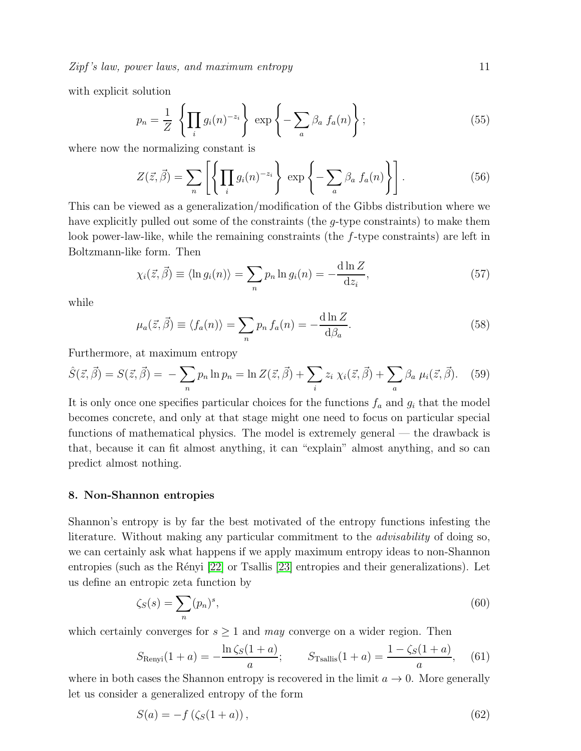with explicit solution

$$p_n = \frac{1}{Z} \left\{ \prod_i g_i(n)^{-z_i} \right\} \exp\left\{ -\sum_a \beta_a \, f_a(n) \right\}; \tag{55}$$

where now the normalizing constant is

$$Z(\vec{z}, \vec{\beta}) = \sum_n \left[ \left\{ \prod_i g_i(n)^{-z_i} \right\} \exp\left\{ -\sum_a \beta_a \, f_a(n) \right\} \right]. \tag{56}$$

This can be viewed as a generalization/modification of the Gibbs distribution where we have explicitly pulled out some of the constraints (the $g$-type constraints) to make them look power-law-like, while the remaining constraints (the $f$-type constraints) are left in Boltzmann-like form. Then

$$\chi_i(\vec{z}, \vec{\beta}) \equiv \langle \ln g_i(n) \rangle = \sum_n p_n \ln g_i(n) = -\frac{\mathrm{d} \ln Z}{\mathrm{d} z_i}, \tag{57}$$

while

$$\mu_a(\vec{z}, \vec{\beta}) \equiv \langle f_a(n) \rangle = \sum_n p_n \, f_a(n) = -\frac{\mathrm{d} \ln Z}{\mathrm{d} \beta_a}. \tag{58}$$

Furthermore, at maximum entropy

$$\hat{S}(\vec{z}, \vec{\beta}) = S(\vec{z}, \vec{\beta}) = -\sum_n p_n \ln p_n = \ln Z(\vec{z}, \vec{\beta}) + \sum_i z_i \, \chi_i(\vec{z}, \vec{\beta}) + \sum_a \beta_a \, \mu_i(\vec{z}, \vec{\beta}). \tag{59}$$

It is only once one specifies particular choices for the functions $f_a$ and $g_i$ that the model becomes concrete, and only at that stage might one need to focus on particular special functions of mathematical physics. The model is extremely general — the drawback is that, because it can fit almost anything, it can "explain" almost anything, and so can predict almost nothing.

## 8. Non-Shannon entropies

Shannon's entropy is by far the best motivated of the entropy functions infesting the literature. Without making any particular commitment to the *advisability* of doing so, we can certainly ask what happens if we apply maximum entropy ideas to non-Shannon entropies (such as the Rényi [22] or Tsallis [23] entropies and their generalizations). Let us define an entropic zeta function by

$$\zeta_S(s) = \sum_n (p_n)^s, \tag{60}$$

which certainly converges for $s \geq 1$ and *may* converge on a wider region. Then

$$S_{\text{Renyi}}(1+a) = -\frac{\ln \zeta_S(1+a)}{a}; \qquad S_{\text{Tsallis}}(1+a) = \frac{1 - \zeta_S(1+a)}{a}, \tag{61}$$

where in both cases the Shannon entropy is recovered in the limit $a \to 0$. More generally let us consider a generalized entropy of the form

$$S(a) = -f\left(\zeta_S(1+a)\right), \tag{62}$$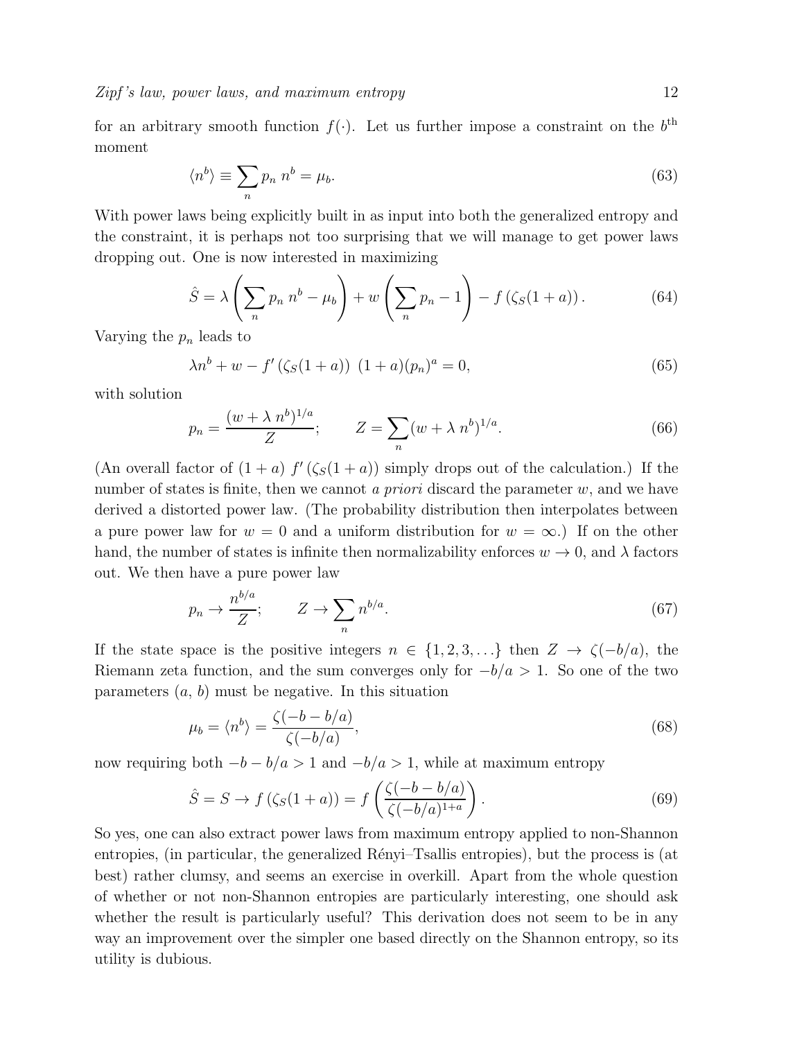for an arbitrary smooth function $f(\cdot)$. Let us further impose a constraint on the $b^{\text{th}}$ moment

$$\langle n^b \rangle \equiv \sum_n p_n \, n^b = \mu_b. \tag{63}$$

With power laws being explicitly built in as input into both the generalized entropy and the constraint, it is perhaps not too surprising that we will manage to get power laws dropping out. One is now interested in maximizing

$$\hat{S} = \lambda \left( \sum_n p_n \, n^b - \mu_b \right) + w \left( \sum_n p_n - 1 \right) - f\left(\zeta_S(1+a)\right). \tag{64}$$

Varying the $p_n$ leads to

$$\lambda n^b + w - f'\left(\zeta_S(1+a)\right) \, (1+a)(p_n)^a = 0, \tag{65}$$

with solution

$$p_n = \frac{(w + \lambda \, n^b)^{1/a}}{Z}; \qquad Z = \sum_n (w + \lambda \, n^b)^{1/a}. \tag{66}$$

(An overall factor of $(1+a) \; f'\left(\zeta_S(1+a)\right)$ simply drops out of the calculation.) If the number of states is finite, then we cannot *a priori* discard the parameter $w$, and we have derived a distorted power law. (The probability distribution then interpolates between a pure power law for $w = 0$ and a uniform distribution for $w = \infty$.) If on the other hand, the number of states is infinite then normalizability enforces $w \to 0$, and $\lambda$ factors out. We then have a pure power law

$$p_n \to \frac{n^{b/a}}{Z}; \qquad Z \to \sum_n n^{b/a}. \tag{67}$$

If the state space is the positive integers $n \in \{1, 2, 3, \ldots\}$ then $Z \to \zeta(-b/a)$, the Riemann zeta function, and the sum converges only for $-b/a > 1$. So one of the two parameters $(a, \, b)$ must be negative. In this situation

$$\mu_b = \langle n^b \rangle = \frac{\zeta(-b - b/a)}{\zeta(-b/a)}, \tag{68}$$

now requiring both $-b - b/a > 1$ and $-b/a > 1$, while at maximum entropy

$$\hat{S} = S \to f\left(\zeta_S(1+a)\right) = f\left( \frac{\zeta(-b - b/a)}{\zeta(-b/a)^{1+a}} \right). \tag{69}$$

So yes, one can also extract power laws from maximum entropy applied to non-Shannon entropies, (in particular, the generalized Rényi–Tsallis entropies), but the process is (at best) rather clumsy, and seems an exercise in overkill. Apart from the whole question of whether or not non-Shannon entropies are particularly interesting, one should ask whether the result is particularly useful? This derivation does not seem to be in any way an improvement over the simpler one based directly on the Shannon entropy, so its utility is dubious.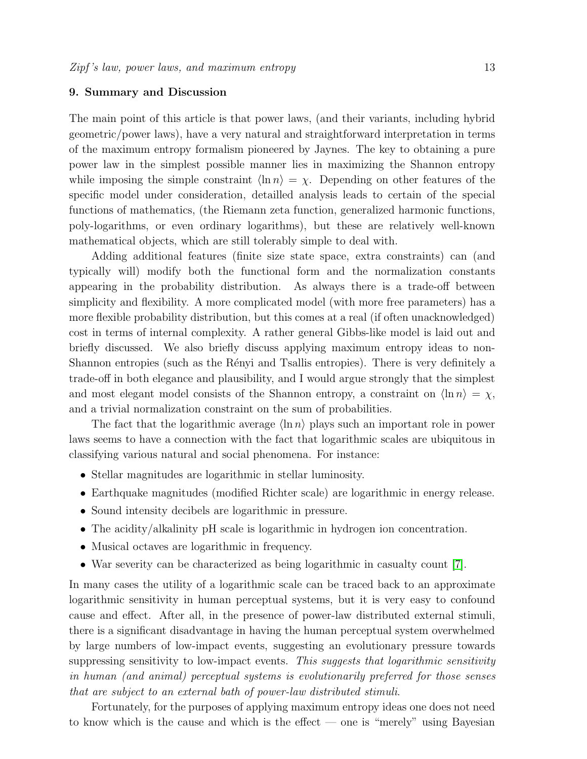## 9. Summary and Discussion

The main point of this article is that power laws, (and their variants, including hybrid geometric/power laws), have a very natural and straightforward interpretation in terms of the maximum entropy formalism pioneered by Jaynes. The key to obtaining a pure power law in the simplest possible manner lies in maximizing the Shannon entropy while imposing the simple constraint $\langle \ln n \rangle = \chi$. Depending on other features of the specific model under consideration, detailled analysis leads to certain of the special functions of mathematics, (the Riemann zeta function, generalized harmonic functions, poly-logarithms, or even ordinary logarithms), but these are relatively well-known mathematical objects, which are still tolerably simple to deal with.

Adding additional features (finite size state space, extra constraints) can (and typically will) modify both the functional form and the normalization constants appearing in the probability distribution. As always there is a trade-off between simplicity and flexibility. A more complicated model (with more free parameters) has a more flexible probability distribution, but this comes at a real (if often unacknowledged) cost in terms of internal complexity. A rather general Gibbs-like model is laid out and briefly discussed. We also briefly discuss applying maximum entropy ideas to non-Shannon entropies (such as the Rényi and Tsallis entropies). There is very definitely a trade-off in both elegance and plausibility, and I would argue strongly that the simplest and most elegant model consists of the Shannon entropy, a constraint on $\langle \ln n \rangle = \chi$, and a trivial normalization constraint on the sum of probabilities.

The fact that the logarithmic average $\langle \ln n \rangle$ plays such an important role in power laws seems to have a connection with the fact that logarithmic scales are ubiquitous in classifying various natural and social phenomena. For instance:

- Stellar magnitudes are logarithmic in stellar luminosity.
- Earthquake magnitudes (modified Richter scale) are logarithmic in energy release.
- Sound intensity decibels are logarithmic in pressure.
- The acidity/alkalinity pH scale is logarithmic in hydrogen ion concentration.
- Musical octaves are logarithmic in frequency.
- War severity can be characterized as being logarithmic in casualty count [7].

In many cases the utility of a logarithmic scale can be traced back to an approximate logarithmic sensitivity in human perceptual systems, but it is very easy to confound cause and effect. After all, in the presence of power-law distributed external stimuli, there is a significant disadvantage in having the human perceptual system overwhelmed by large numbers of low-impact events, suggesting an evolutionary pressure towards suppressing sensitivity to low-impact events. *This suggests that logarithmic sensitivity in human (and animal) perceptual systems is evolutionarily preferred for those senses that are subject to an external bath of power-law distributed stimuli.*

Fortunately, for the purposes of applying maximum entropy ideas one does not need to know which is the cause and which is the effect — one is "merely" using Bayesian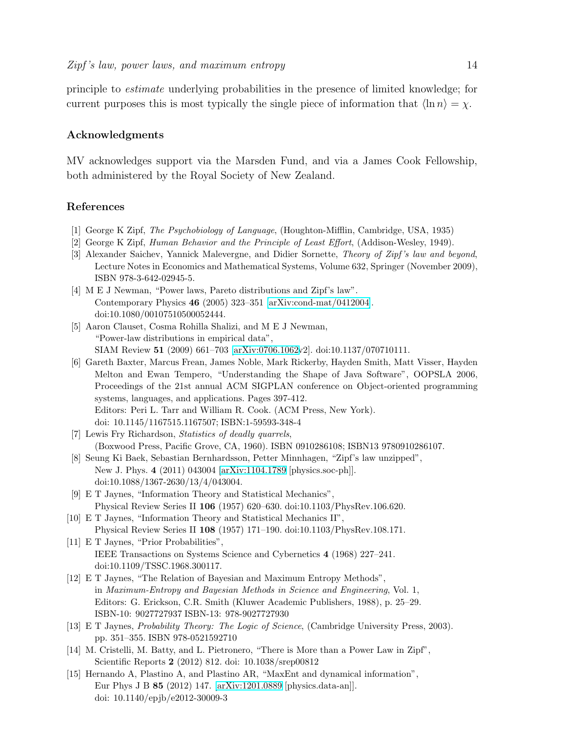principle to *estimate* underlying probabilities in the presence of limited knowledge; for current purposes this is most typically the single piece of information that $\langle \ln n \rangle = \chi$.

## Acknowledgments

MV acknowledges support via the Marsden Fund, and via a James Cook Fellowship, both administered by the Royal Society of New Zealand.

## References

[1] George K Zipf, *The Psychobiology of Language*, (Houghton-Mifflin, Cambridge, USA, 1935)

[2] George K Zipf, *Human Behavior and the Principle of Least Effort*, (Addison-Wesley, 1949).

[3] Alexander Saichev, Yannick Malevergne, and Didier Sornette, *Theory of Zipf's law and beyond*, Lecture Notes in Economics and Mathematical Systems, Volume 632, Springer (November 2009), ISBN 978-3-642-02945-5.

[4] M E J Newman, "Power laws, Pareto distributions and Zipf's law". Contemporary Physics **46** (2005) 323–351 [arXiv:cond-mat/0412004]. doi:10.1080/00107510500052444.

[5] Aaron Clauset, Cosma Rohilla Shalizi, and M E J Newman, "Power-law distributions in empirical data", SIAM Review **51** (2009) 661–703 [arXiv:0706.1062v2]. doi:10.1137/070710111.

[6] Gareth Baxter, Marcus Frean, James Noble, Mark Rickerby, Hayden Smith, Matt Visser, Hayden Melton and Ewan Tempero, "Understanding the Shape of Java Software", OOPSLA 2006, Proceedings of the 21st annual ACM SIGPLAN conference on Object-oriented programming systems, languages, and applications. Pages 397-412. Editors: Peri L. Tarr and William R. Cook. (ACM Press, New York). doi: 10.1145/1167515.1167507; ISBN:1-59593-348-4

[7] Lewis Fry Richardson, *Statistics of deadly quarrels*, (Boxwood Press, Pacific Grove, CA, 1960). ISBN 0910286108; ISBN13 9780910286107.

[8] Seung Ki Baek, Sebastian Bernhardsson, Petter Minnhagen, "Zipf's law unzipped", New J. Phys. **4** (2011) 043004 [arXiv:1104.1789 [physics.soc-ph]]. doi:10.1088/1367-2630/13/4/043004.

[9] E T Jaynes, "Information Theory and Statistical Mechanics", Physical Review Series II **106** (1957) 620–630. doi:10.1103/PhysRev.106.620.

[10] E T Jaynes, "Information Theory and Statistical Mechanics II", Physical Review Series II **108** (1957) 171–190. doi:10.1103/PhysRev.108.171.

[11] E T Jaynes, "Prior Probabilities", IEEE Transactions on Systems Science and Cybernetics **4** (1968) 227–241. doi:10.1109/TSSC.1968.300117.

[12] E T Jaynes, "The Relation of Bayesian and Maximum Entropy Methods", in *Maximum-Entropy and Bayesian Methods in Science and Engineering*, Vol. 1, Editors: G. Erickson, C.R. Smith (Kluwer Academic Publishers, 1988), p. 25–29. ISBN-10: 9027727937 ISBN-13: 978-9027727930

[13] E T Jaynes, *Probability Theory: The Logic of Science*, (Cambridge University Press, 2003). pp. 351–355. ISBN 978-0521592710

[14] M. Cristelli, M. Batty, and L. Pietronero, "There is More than a Power Law in Zipf", Scientific Reports **2** (2012) 812. doi: 10.1038/srep00812

[15] Hernando A, Plastino A, and Plastino AR, "MaxEnt and dynamical information", Eur Phys J B **85** (2012) 147. [arXiv:1201.0889 [physics.data-an]]. doi: 10.1140/epjb/e2012-30009-3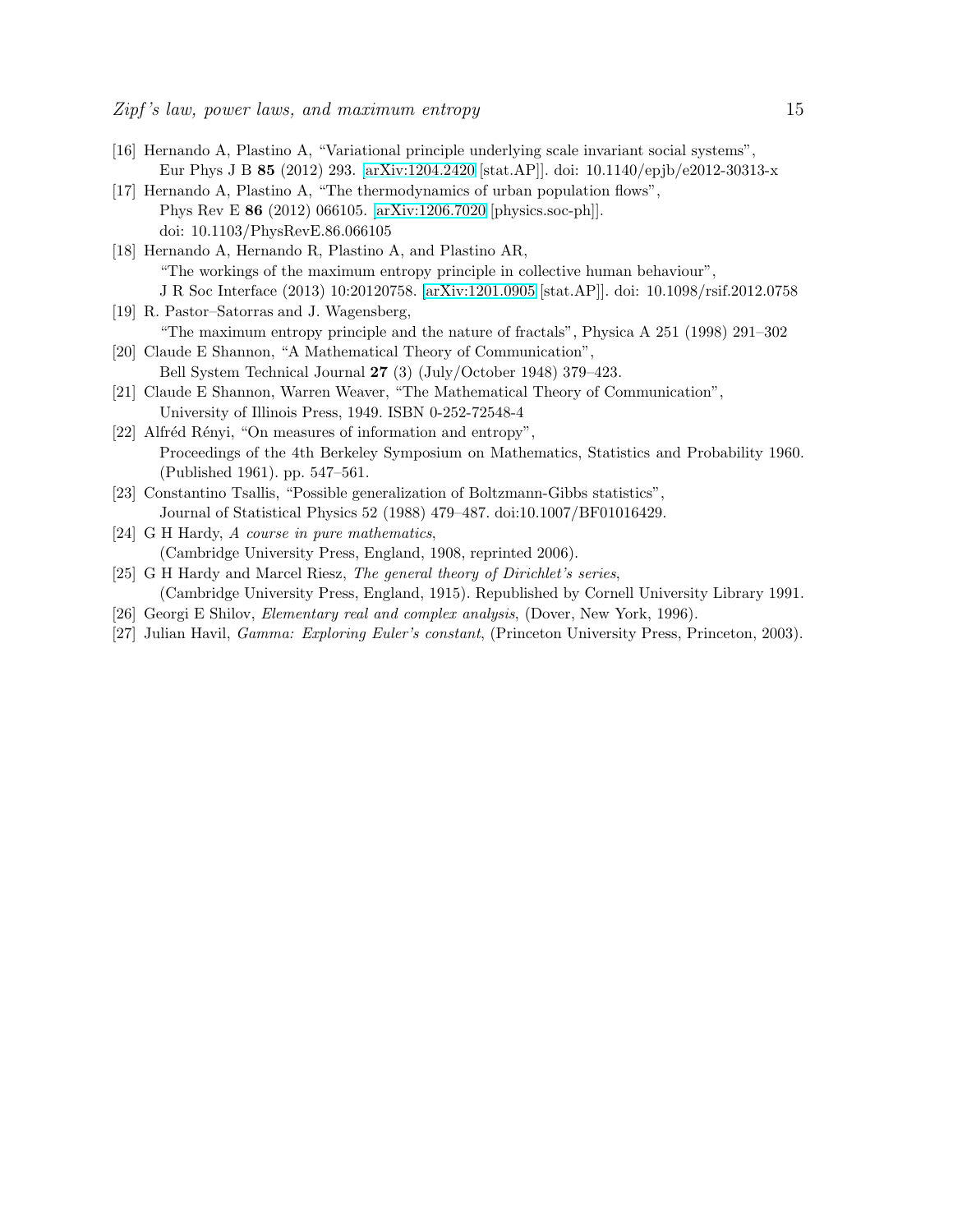[16] Hernando A, Plastino A, "Variational principle underlying scale invariant social systems", Eur Phys J B **85** (2012) 293. [arXiv:1204.2420 [stat.AP]]. doi: 10.1140/epjb/e2012-30313-x

[17] Hernando A, Plastino A, "The thermodynamics of urban population flows", Phys Rev E **86** (2012) 066105. [arXiv:1206.7020 [physics.soc-ph]]. doi: 10.1103/PhysRevE.86.066105

[18] Hernando A, Hernando R, Plastino A, and Plastino AR, "The workings of the maximum entropy principle in collective human behaviour", J R Soc Interface (2013) 10:20120758. [arXiv:1201.0905 [stat.AP]]. doi: 10.1098/rsif.2012.0758

[19] R. Pastor–Satorras and J. Wagensberg, "The maximum entropy principle and the nature of fractals", Physica A 251 (1998) 291–302

[20] Claude E Shannon, "A Mathematical Theory of Communication", Bell System Technical Journal **27** (3) (July/October 1948) 379–423.

[21] Claude E Shannon, Warren Weaver, "The Mathematical Theory of Communication", University of Illinois Press, 1949. ISBN 0-252-72548-4

[22] Alfréd Rényi, "On measures of information and entropy", Proceedings of the 4th Berkeley Symposium on Mathematics, Statistics and Probability 1960. (Published 1961). pp. 547–561.

[23] Constantino Tsallis, "Possible generalization of Boltzmann-Gibbs statistics", Journal of Statistical Physics 52 (1988) 479–487. doi:10.1007/BF01016429.

[24] G H Hardy, *A course in pure mathematics*, (Cambridge University Press, England, 1908, reprinted 2006).

[25] G H Hardy and Marcel Riesz, *The general theory of Dirichlet's series*, (Cambridge University Press, England, 1915). Republished by Cornell University Library 1991.

[26] Georgi E Shilov, *Elementary real and complex analysis*, (Dover, New York, 1996).

[27] Julian Havil, *Gamma: Exploring Euler's constant*, (Princeton University Press, Princeton, 2003).